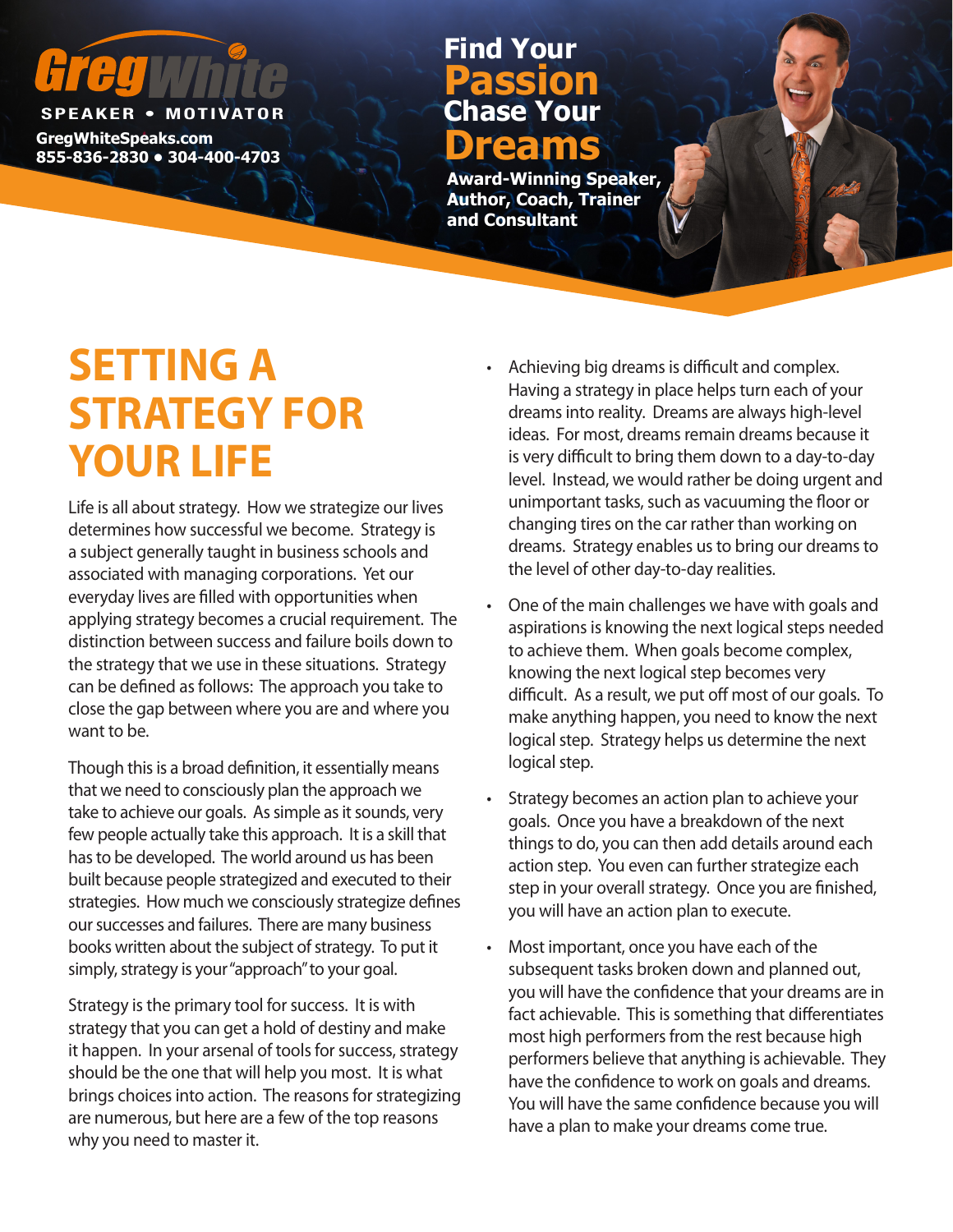**GregWhite**

SPEAKER • MOTIVATOR

GregWhiteSpeaks.com
855-836-2830 • 304-400-4703

**Find Your Passion Chase Your Dreams**

**Award-Winning Speaker, Author, Coach, Trainer and Consultant**

# SETTING A STRATEGY FOR YOUR LIFE

Life is all about strategy. How we strategize our lives determines how successful we become. Strategy is a subject generally taught in business schools and associated with managing corporations. Yet our everyday lives are filled with opportunities when applying strategy becomes a crucial requirement. The distinction between success and failure boils down to the strategy that we use in these situations. Strategy can be defined as follows: The approach you take to close the gap between where you are and where you want to be.

Though this is a broad definition, it essentially means that we need to consciously plan the approach we take to achieve our goals. As simple as it sounds, very few people actually take this approach. It is a skill that has to be developed. The world around us has been built because people strategized and executed to their strategies. How much we consciously strategize defines our successes and failures. There are many business books written about the subject of strategy. To put it simply, strategy is your "approach" to your goal.

Strategy is the primary tool for success. It is with strategy that you can get a hold of destiny and make it happen. In your arsenal of tools for success, strategy should be the one that will help you most. It is what brings choices into action. The reasons for strategizing are numerous, but here are a few of the top reasons why you need to master it.

- Achieving big dreams is difficult and complex. Having a strategy in place helps turn each of your dreams into reality. Dreams are always high-level ideas. For most, dreams remain dreams because it is very difficult to bring them down to a day-to-day level. Instead, we would rather be doing urgent and unimportant tasks, such as vacuuming the floor or changing tires on the car rather than working on dreams. Strategy enables us to bring our dreams to the level of other day-to-day realities.

- One of the main challenges we have with goals and aspirations is knowing the next logical steps needed to achieve them. When goals become complex, knowing the next logical step becomes very difficult. As a result, we put off most of our goals. To make anything happen, you need to know the next logical step. Strategy helps us determine the next logical step.

- Strategy becomes an action plan to achieve your goals. Once you have a breakdown of the next things to do, you can then add details around each action step. You even can further strategize each step in your overall strategy. Once you are finished, you will have an action plan to execute.

- Most important, once you have each of the subsequent tasks broken down and planned out, you will have the confidence that your dreams are in fact achievable. This is something that differentiates most high performers from the rest because high performers believe that anything is achievable. They have the confidence to work on goals and dreams. You will have the same confidence because you will have a plan to make your dreams come true.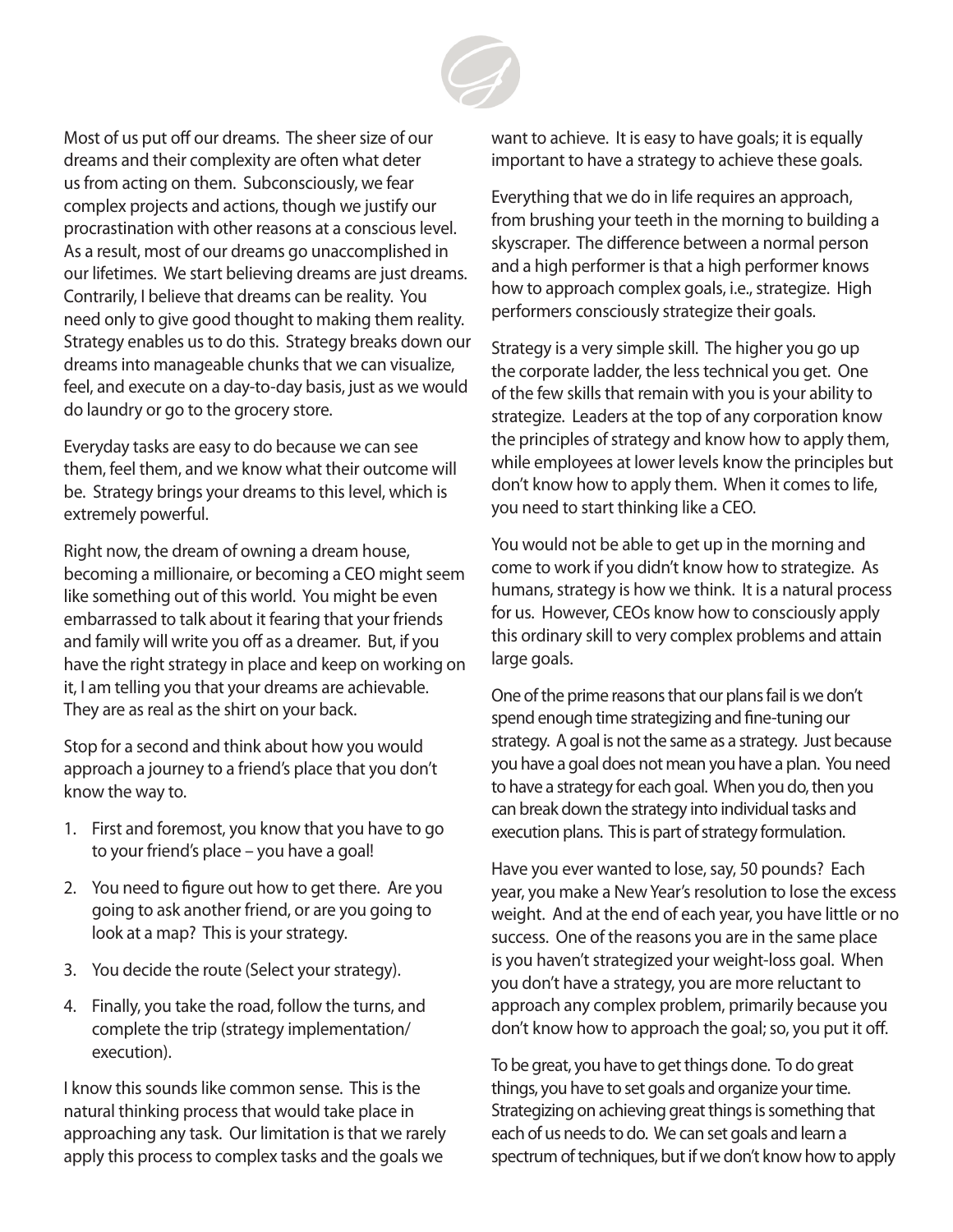Most of us put off our dreams. The sheer size of our dreams and their complexity are often what deter us from acting on them. Subconsciously, we fear complex projects and actions, though we justify our procrastination with other reasons at a conscious level. As a result, most of our dreams go unaccomplished in our lifetimes. We start believing dreams are just dreams. Contrarily, I believe that dreams can be reality. You need only to give good thought to making them reality. Strategy enables us to do this. Strategy breaks down our dreams into manageable chunks that we can visualize, feel, and execute on a day-to-day basis, just as we would do laundry or go to the grocery store.

Everyday tasks are easy to do because we can see them, feel them, and we know what their outcome will be. Strategy brings your dreams to this level, which is extremely powerful.

Right now, the dream of owning a dream house, becoming a millionaire, or becoming a CEO might seem like something out of this world. You might be even embarrassed to talk about it fearing that your friends and family will write you off as a dreamer. But, if you have the right strategy in place and keep on working on it, I am telling you that your dreams are achievable. They are as real as the shirt on your back.

Stop for a second and think about how you would approach a journey to a friend's place that you don't know the way to.

1. First and foremost, you know that you have to go to your friend's place – you have a goal!
2. You need to figure out how to get there. Are you going to ask another friend, or are you going to look at a map? This is your strategy.
3. You decide the route (Select your strategy).
4. Finally, you take the road, follow the turns, and complete the trip (strategy implementation/ execution).

I know this sounds like common sense. This is the natural thinking process that would take place in approaching any task. Our limitation is that we rarely apply this process to complex tasks and the goals we want to achieve. It is easy to have goals; it is equally important to have a strategy to achieve these goals.

Everything that we do in life requires an approach, from brushing your teeth in the morning to building a skyscraper. The difference between a normal person and a high performer is that a high performer knows how to approach complex goals, i.e., strategize. High performers consciously strategize their goals.

Strategy is a very simple skill. The higher you go up the corporate ladder, the less technical you get. One of the few skills that remain with you is your ability to strategize. Leaders at the top of any corporation know the principles of strategy and know how to apply them, while employees at lower levels know the principles but don't know how to apply them. When it comes to life, you need to start thinking like a CEO.

You would not be able to get up in the morning and come to work if you didn't know how to strategize. As humans, strategy is how we think. It is a natural process for us. However, CEOs know how to consciously apply this ordinary skill to very complex problems and attain large goals.

One of the prime reasons that our plans fail is we don't spend enough time strategizing and fine-tuning our strategy. A goal is not the same as a strategy. Just because you have a goal does not mean you have a plan. You need to have a strategy for each goal. When you do, then you can break down the strategy into individual tasks and execution plans. This is part of strategy formulation.

Have you ever wanted to lose, say, 50 pounds? Each year, you make a New Year's resolution to lose the excess weight. And at the end of each year, you have little or no success. One of the reasons you are in the same place is you haven't strategized your weight-loss goal. When you don't have a strategy, you are more reluctant to approach any complex problem, primarily because you don't know how to approach the goal; so, you put it off.

To be great, you have to get things done. To do great things, you have to set goals and organize your time. Strategizing on achieving great things is something that each of us needs to do. We can set goals and learn a spectrum of techniques, but if we don't know how to apply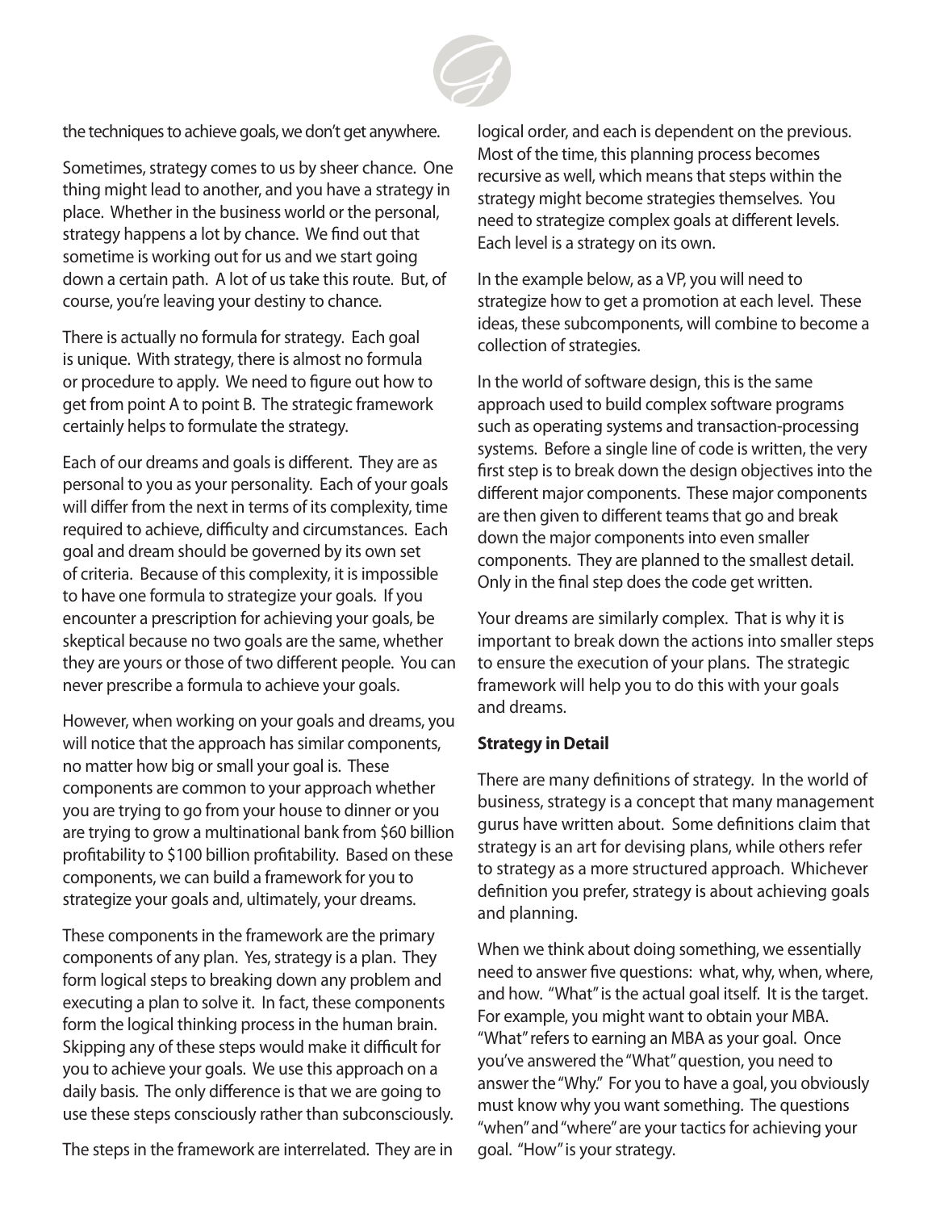the techniques to achieve goals, we don't get anywhere.

Sometimes, strategy comes to us by sheer chance. One thing might lead to another, and you have a strategy in place. Whether in the business world or the personal, strategy happens a lot by chance. We find out that sometime is working out for us and we start going down a certain path. A lot of us take this route. But, of course, you're leaving your destiny to chance.

There is actually no formula for strategy. Each goal is unique. With strategy, there is almost no formula or procedure to apply. We need to figure out how to get from point A to point B. The strategic framework certainly helps to formulate the strategy.

Each of our dreams and goals is different. They are as personal to you as your personality. Each of your goals will differ from the next in terms of its complexity, time required to achieve, difficulty and circumstances. Each goal and dream should be governed by its own set of criteria. Because of this complexity, it is impossible to have one formula to strategize your goals. If you encounter a prescription for achieving your goals, be skeptical because no two goals are the same, whether they are yours or those of two different people. You can never prescribe a formula to achieve your goals.

However, when working on your goals and dreams, you will notice that the approach has similar components, no matter how big or small your goal is. These components are common to your approach whether you are trying to go from your house to dinner or you are trying to grow a multinational bank from $60 billion profitability to $100 billion profitability. Based on these components, we can build a framework for you to strategize your goals and, ultimately, your dreams.

These components in the framework are the primary components of any plan. Yes, strategy is a plan. They form logical steps to breaking down any problem and executing a plan to solve it. In fact, these components form the logical thinking process in the human brain. Skipping any of these steps would make it difficult for you to achieve your goals. We use this approach on a daily basis. The only difference is that we are going to use these steps consciously rather than subconsciously.

The steps in the framework are interrelated. They are in logical order, and each is dependent on the previous. Most of the time, this planning process becomes recursive as well, which means that steps within the strategy might become strategies themselves. You need to strategize complex goals at different levels. Each level is a strategy on its own.

In the example below, as a VP, you will need to strategize how to get a promotion at each level. These ideas, these subcomponents, will combine to become a collection of strategies.

In the world of software design, this is the same approach used to build complex software programs such as operating systems and transaction-processing systems. Before a single line of code is written, the very first step is to break down the design objectives into the different major components. These major components are then given to different teams that go and break down the major components into even smaller components. They are planned to the smallest detail. Only in the final step does the code get written.

Your dreams are similarly complex. That is why it is important to break down the actions into smaller steps to ensure the execution of your plans. The strategic framework will help you to do this with your goals and dreams.

**Strategy in Detail**

There are many definitions of strategy. In the world of business, strategy is a concept that many management gurus have written about. Some definitions claim that strategy is an art for devising plans, while others refer to strategy as a more structured approach. Whichever definition you prefer, strategy is about achieving goals and planning.

When we think about doing something, we essentially need to answer five questions: what, why, when, where, and how. "What" is the actual goal itself. It is the target. For example, you might want to obtain your MBA. "What" refers to earning an MBA as your goal. Once you've answered the "What" question, you need to answer the "Why." For you to have a goal, you obviously must know why you want something. The questions "when" and "where" are your tactics for achieving your goal. "How" is your strategy.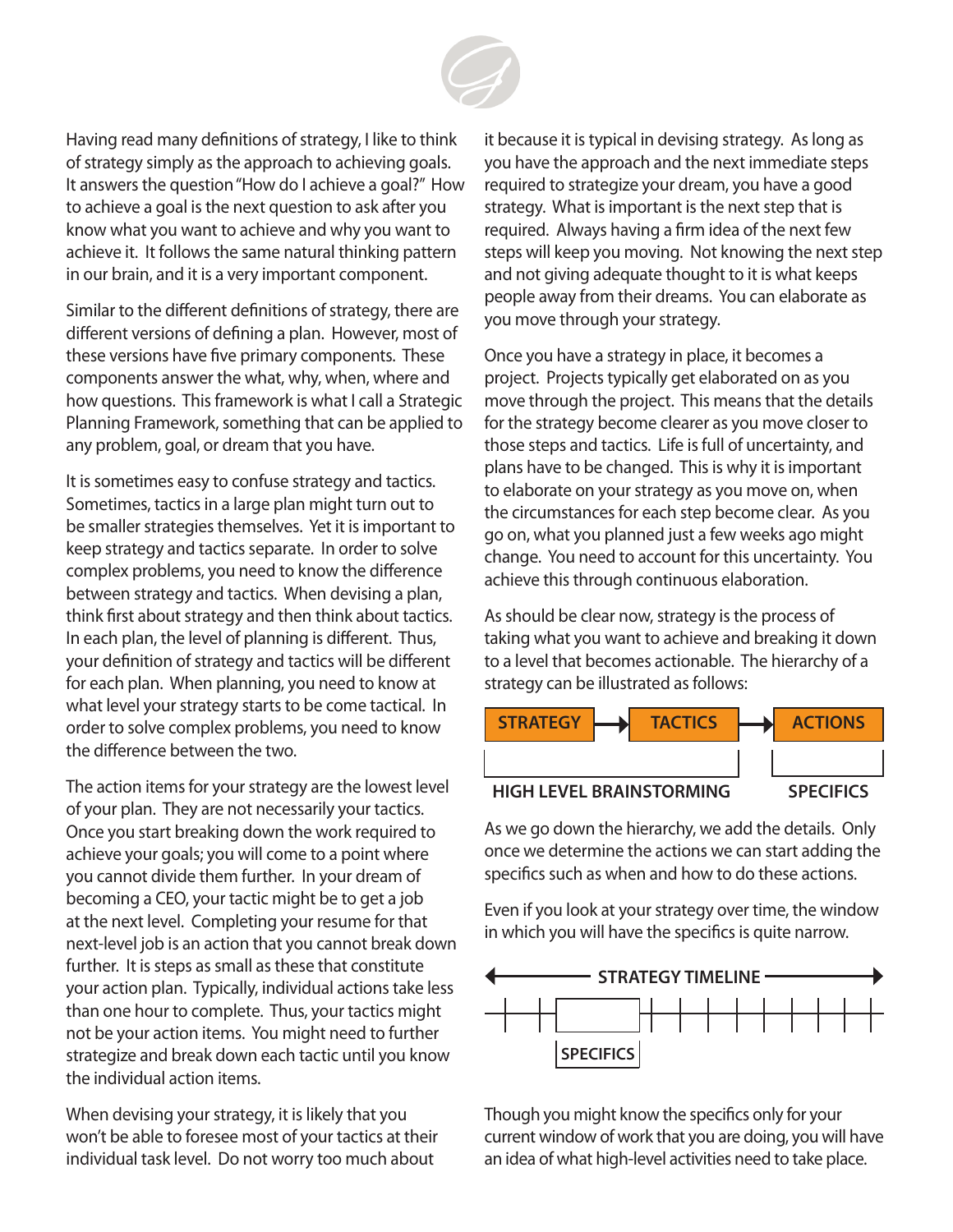Having read many definitions of strategy, I like to think of strategy simply as the approach to achieving goals. It answers the question "How do I achieve a goal?" How to achieve a goal is the next question to ask after you know what you want to achieve and why you want to achieve it. It follows the same natural thinking pattern in our brain, and it is a very important component.

Similar to the different definitions of strategy, there are different versions of defining a plan. However, most of these versions have five primary components. These components answer the what, why, when, where and how questions. This framework is what I call a Strategic Planning Framework, something that can be applied to any problem, goal, or dream that you have.

It is sometimes easy to confuse strategy and tactics. Sometimes, tactics in a large plan might turn out to be smaller strategies themselves. Yet it is important to keep strategy and tactics separate. In order to solve complex problems, you need to know the difference between strategy and tactics. When devising a plan, think first about strategy and then think about tactics. In each plan, the level of planning is different. Thus, your definition of strategy and tactics will be different for each plan. When planning, you need to know at what level your strategy starts to be come tactical. In order to solve complex problems, you need to know the difference between the two.

The action items for your strategy are the lowest level of your plan. They are not necessarily your tactics. Once you start breaking down the work required to achieve your goals; you will come to a point where you cannot divide them further. In your dream of becoming a CEO, your tactic might be to get a job at the next level. Completing your resume for that next-level job is an action that you cannot break down further. It is steps as small as these that constitute your action plan. Typically, individual actions take less than one hour to complete. Thus, your tactics might not be your action items. You might need to further strategize and break down each tactic until you know the individual action items.

When devising your strategy, it is likely that you won't be able to foresee most of your tactics at their individual task level. Do not worry too much about it because it is typical in devising strategy. As long as you have the approach and the next immediate steps required to strategize your dream, you have a good strategy. What is important is the next step that is required. Always having a firm idea of the next few steps will keep you moving. Not knowing the next step and not giving adequate thought to it is what keeps people away from their dreams. You can elaborate as you move through your strategy.

Once you have a strategy in place, it becomes a project. Projects typically get elaborated on as you move through the project. This means that the details for the strategy become clearer as you move closer to those steps and tactics. Life is full of uncertainty, and plans have to be changed. This is why it is important to elaborate on your strategy as you move on, when the circumstances for each step become clear. As you go on, what you planned just a few weeks ago might change. You need to account for this uncertainty. You achieve this through continuous elaboration.

As should be clear now, strategy is the process of taking what you want to achieve and breaking it down to a level that becomes actionable. The hierarchy of a strategy can be illustrated as follows:

**STRATEGY** → **TACTICS** → **ACTIONS**

**HIGH LEVEL BRAINSTORMING** | **SPECIFICS**

As we go down the hierarchy, we add the details. Only once we determine the actions we can start adding the specifics such as when and how to do these actions.

Even if you look at your strategy over time, the window in which you will have the specifics is quite narrow.

**STRATEGY TIMELINE**

**SPECIFICS**

Though you might know the specifics only for your current window of work that you are doing, you will have an idea of what high-level activities need to take place.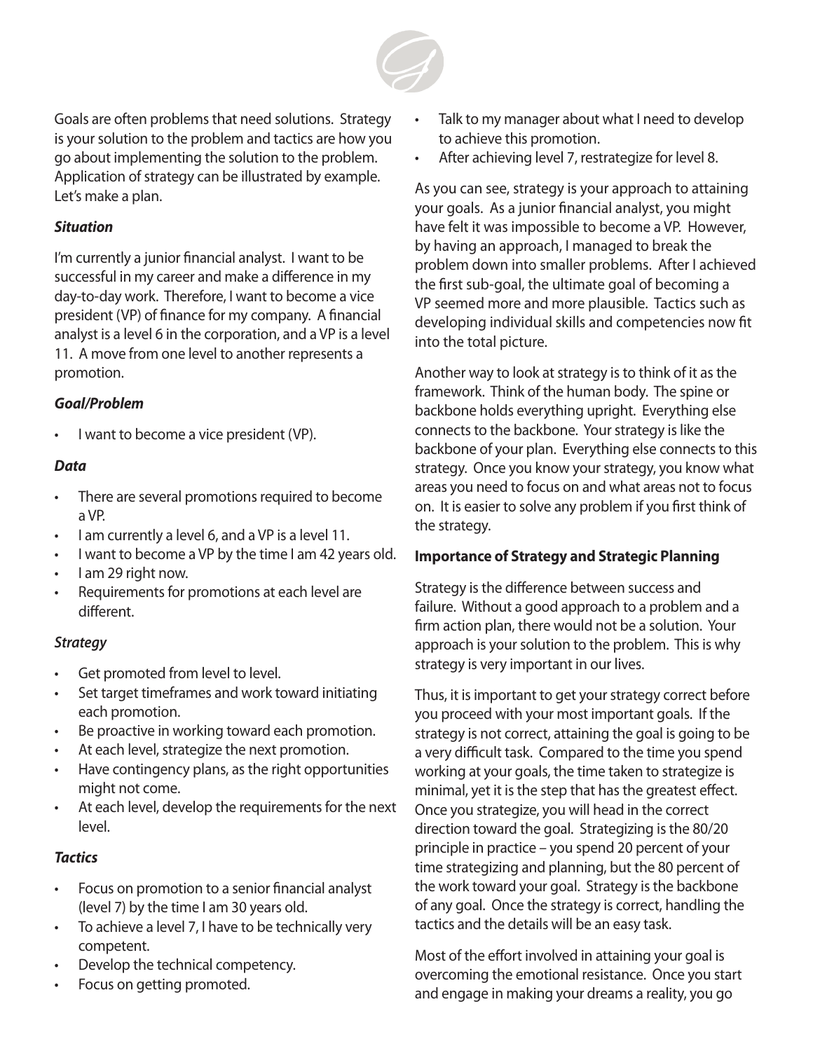Goals are often problems that need solutions. Strategy is your solution to the problem and tactics are how you go about implementing the solution to the problem. Application of strategy can be illustrated by example. Let's make a plan.

***Situation***

I'm currently a junior financial analyst. I want to be successful in my career and make a difference in my day-to-day work. Therefore, I want to become a vice president (VP) of finance for my company. A financial analyst is a level 6 in the corporation, and a VP is a level 11. A move from one level to another represents a promotion.

***Goal/Problem***

- I want to become a vice president (VP).

***Data***

- There are several promotions required to become a VP.
- I am currently a level 6, and a VP is a level 11.
- I want to become a VP by the time I am 42 years old.
- I am 29 right now.
- Requirements for promotions at each level are different.

***Strategy***

- Get promoted from level to level.
- Set target timeframes and work toward initiating each promotion.
- Be proactive in working toward each promotion.
- At each level, strategize the next promotion.
- Have contingency plans, as the right opportunities might not come.
- At each level, develop the requirements for the next level.

***Tactics***

- Focus on promotion to a senior financial analyst (level 7) by the time I am 30 years old.
- To achieve a level 7, I have to be technically very competent.
- Develop the technical competency.
- Focus on getting promoted.
- Talk to my manager about what I need to develop to achieve this promotion.
- After achieving level 7, restrategize for level 8.

As you can see, strategy is your approach to attaining your goals. As a junior financial analyst, you might have felt it was impossible to become a VP. However, by having an approach, I managed to break the problem down into smaller problems. After I achieved the first sub-goal, the ultimate goal of becoming a VP seemed more and more plausible. Tactics such as developing individual skills and competencies now fit into the total picture.

Another way to look at strategy is to think of it as the framework. Think of the human body. The spine or backbone holds everything upright. Everything else connects to the backbone. Your strategy is like the backbone of your plan. Everything else connects to this strategy. Once you know your strategy, you know what areas you need to focus on and what areas not to focus on. It is easier to solve any problem if you first think of the strategy.

**Importance of Strategy and Strategic Planning**

Strategy is the difference between success and failure. Without a good approach to a problem and a firm action plan, there would not be a solution. Your approach is your solution to the problem. This is why strategy is very important in our lives.

Thus, it is important to get your strategy correct before you proceed with your most important goals. If the strategy is not correct, attaining the goal is going to be a very difficult task. Compared to the time you spend working at your goals, the time taken to strategize is minimal, yet it is the step that has the greatest effect. Once you strategize, you will head in the correct direction toward the goal. Strategizing is the 80/20 principle in practice – you spend 20 percent of your time strategizing and planning, but the 80 percent of the work toward your goal. Strategy is the backbone of any goal. Once the strategy is correct, handling the tactics and the details will be an easy task.

Most of the effort involved in attaining your goal is overcoming the emotional resistance. Once you start and engage in making your dreams a reality, you go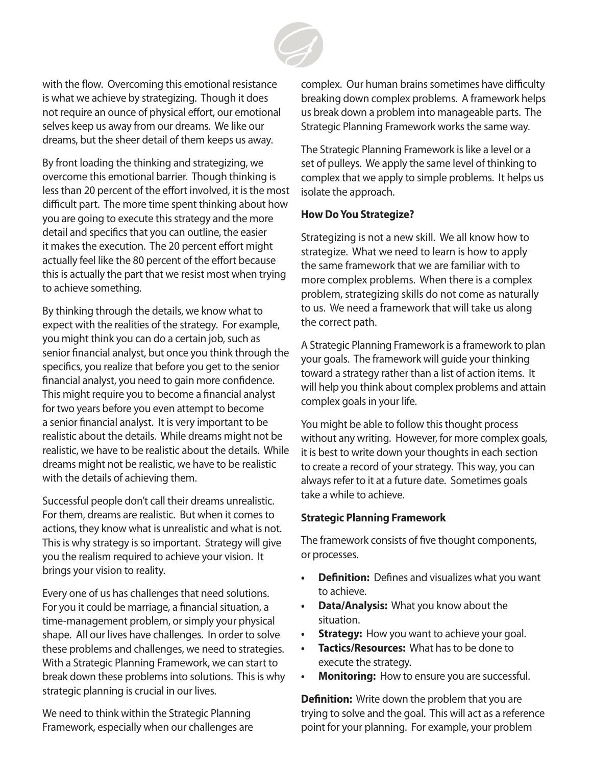with the flow. Overcoming this emotional resistance is what we achieve by strategizing. Though it does not require an ounce of physical effort, our emotional selves keep us away from our dreams. We like our dreams, but the sheer detail of them keeps us away.

By front loading the thinking and strategizing, we overcome this emotional barrier. Though thinking is less than 20 percent of the effort involved, it is the most difficult part. The more time spent thinking about how you are going to execute this strategy and the more detail and specifics that you can outline, the easier it makes the execution. The 20 percent effort might actually feel like the 80 percent of the effort because this is actually the part that we resist most when trying to achieve something.

By thinking through the details, we know what to expect with the realities of the strategy. For example, you might think you can do a certain job, such as senior financial analyst, but once you think through the specifics, you realize that before you get to the senior financial analyst, you need to gain more confidence. This might require you to become a financial analyst for two years before you even attempt to become a senior financial analyst. It is very important to be realistic about the details. While dreams might not be realistic, we have to be realistic about the details. While dreams might not be realistic, we have to be realistic with the details of achieving them.

Successful people don't call their dreams unrealistic. For them, dreams are realistic. But when it comes to actions, they know what is unrealistic and what is not. This is why strategy is so important. Strategy will give you the realism required to achieve your vision. It brings your vision to reality.

Every one of us has challenges that need solutions. For you it could be marriage, a financial situation, a time-management problem, or simply your physical shape. All our lives have challenges. In order to solve these problems and challenges, we need to strategies. With a Strategic Planning Framework, we can start to break down these problems into solutions. This is why strategic planning is crucial in our lives.

We need to think within the Strategic Planning Framework, especially when our challenges are complex. Our human brains sometimes have difficulty breaking down complex problems. A framework helps us break down a problem into manageable parts. The Strategic Planning Framework works the same way.

The Strategic Planning Framework is like a level or a set of pulleys. We apply the same level of thinking to complex that we apply to simple problems. It helps us isolate the approach.

**How Do You Strategize?**

Strategizing is not a new skill. We all know how to strategize. What we need to learn is how to apply the same framework that we are familiar with to more complex problems. When there is a complex problem, strategizing skills do not come as naturally to us. We need a framework that will take us along the correct path.

A Strategic Planning Framework is a framework to plan your goals. The framework will guide your thinking toward a strategy rather than a list of action items. It will help you think about complex problems and attain complex goals in your life.

You might be able to follow this thought process without any writing. However, for more complex goals, it is best to write down your thoughts in each section to create a record of your strategy. This way, you can always refer to it at a future date. Sometimes goals take a while to achieve.

**Strategic Planning Framework**

The framework consists of five thought components, or processes.

- **Definition:** Defines and visualizes what you want to achieve.
- **Data/Analysis:** What you know about the situation.
- **Strategy:** How you want to achieve your goal.
- **Tactics/Resources:** What has to be done to execute the strategy.
- **Monitoring:** How to ensure you are successful.

**Definition:** Write down the problem that you are trying to solve and the goal. This will act as a reference point for your planning. For example, your problem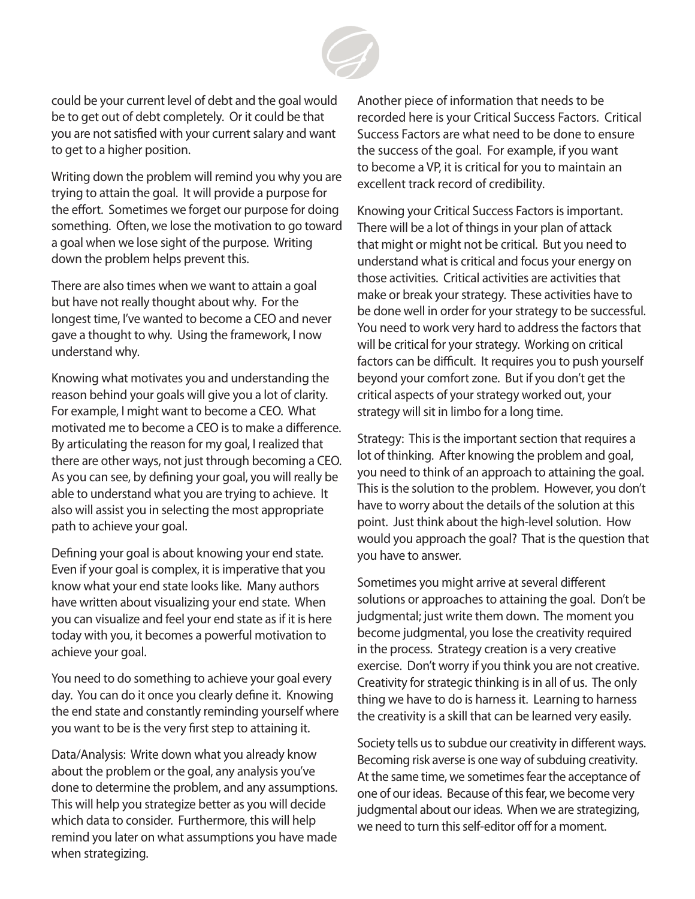could be your current level of debt and the goal would be to get out of debt completely. Or it could be that you are not satisfied with your current salary and want to get to a higher position.

Writing down the problem will remind you why you are trying to attain the goal. It will provide a purpose for the effort. Sometimes we forget our purpose for doing something. Often, we lose the motivation to go toward a goal when we lose sight of the purpose. Writing down the problem helps prevent this.

There are also times when we want to attain a goal but have not really thought about why. For the longest time, I've wanted to become a CEO and never gave a thought to why. Using the framework, I now understand why.

Knowing what motivates you and understanding the reason behind your goals will give you a lot of clarity. For example, I might want to become a CEO. What motivated me to become a CEO is to make a difference. By articulating the reason for my goal, I realized that there are other ways, not just through becoming a CEO. As you can see, by defining your goal, you will really be able to understand what you are trying to achieve. It also will assist you in selecting the most appropriate path to achieve your goal.

Defining your goal is about knowing your end state. Even if your goal is complex, it is imperative that you know what your end state looks like. Many authors have written about visualizing your end state. When you can visualize and feel your end state as if it is here today with you, it becomes a powerful motivation to achieve your goal.

You need to do something to achieve your goal every day. You can do it once you clearly define it. Knowing the end state and constantly reminding yourself where you want to be is the very first step to attaining it.

Data/Analysis: Write down what you already know about the problem or the goal, any analysis you've done to determine the problem, and any assumptions. This will help you strategize better as you will decide which data to consider. Furthermore, this will help remind you later on what assumptions you have made when strategizing.

Another piece of information that needs to be recorded here is your Critical Success Factors. Critical Success Factors are what need to be done to ensure the success of the goal. For example, if you want to become a VP, it is critical for you to maintain an excellent track record of credibility.

Knowing your Critical Success Factors is important. There will be a lot of things in your plan of attack that might or might not be critical. But you need to understand what is critical and focus your energy on those activities. Critical activities are activities that make or break your strategy. These activities have to be done well in order for your strategy to be successful. You need to work very hard to address the factors that will be critical for your strategy. Working on critical factors can be difficult. It requires you to push yourself beyond your comfort zone. But if you don't get the critical aspects of your strategy worked out, your strategy will sit in limbo for a long time.

Strategy: This is the important section that requires a lot of thinking. After knowing the problem and goal, you need to think of an approach to attaining the goal. This is the solution to the problem. However, you don't have to worry about the details of the solution at this point. Just think about the high-level solution. How would you approach the goal? That is the question that you have to answer.

Sometimes you might arrive at several different solutions or approaches to attaining the goal. Don't be judgmental; just write them down. The moment you become judgmental, you lose the creativity required in the process. Strategy creation is a very creative exercise. Don't worry if you think you are not creative. Creativity for strategic thinking is in all of us. The only thing we have to do is harness it. Learning to harness the creativity is a skill that can be learned very easily.

Society tells us to subdue our creativity in different ways. Becoming risk averse is one way of subduing creativity. At the same time, we sometimes fear the acceptance of one of our ideas. Because of this fear, we become very judgmental about our ideas. When we are strategizing, we need to turn this self-editor off for a moment.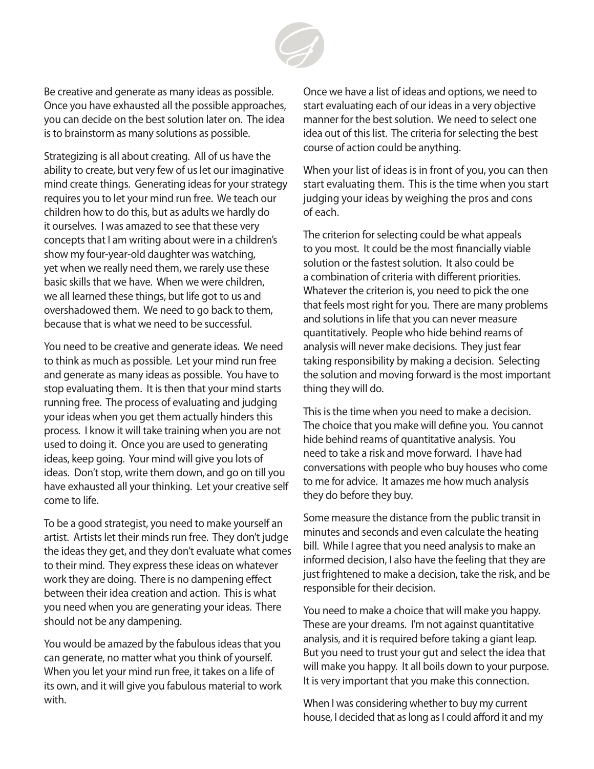Be creative and generate as many ideas as possible. Once you have exhausted all the possible approaches, you can decide on the best solution later on. The idea is to brainstorm as many solutions as possible.

Strategizing is all about creating. All of us have the ability to create, but very few of us let our imaginative mind create things. Generating ideas for your strategy requires you to let your mind run free. We teach our children how to do this, but as adults we hardly do it ourselves. I was amazed to see that these very concepts that I am writing about were in a children's show my four-year-old daughter was watching, yet when we really need them, we rarely use these basic skills that we have. When we were children, we all learned these things, but life got to us and overshadowed them. We need to go back to them, because that is what we need to be successful.

You need to be creative and generate ideas. We need to think as much as possible. Let your mind run free and generate as many ideas as possible. You have to stop evaluating them. It is then that your mind starts running free. The process of evaluating and judging your ideas when you get them actually hinders this process. I know it will take training when you are not used to doing it. Once you are used to generating ideas, keep going. Your mind will give you lots of ideas. Don't stop, write them down, and go on till you have exhausted all your thinking. Let your creative self come to life.

To be a good strategist, you need to make yourself an artist. Artists let their minds run free. They don't judge the ideas they get, and they don't evaluate what comes to their mind. They express these ideas on whatever work they are doing. There is no dampening effect between their idea creation and action. This is what you need when you are generating your ideas. There should not be any dampening.

You would be amazed by the fabulous ideas that you can generate, no matter what you think of yourself. When you let your mind run free, it takes on a life of its own, and it will give you fabulous material to work with.

Once we have a list of ideas and options, we need to start evaluating each of our ideas in a very objective manner for the best solution. We need to select one idea out of this list. The criteria for selecting the best course of action could be anything.

When your list of ideas is in front of you, you can then start evaluating them. This is the time when you start judging your ideas by weighing the pros and cons of each.

The criterion for selecting could be what appeals to you most. It could be the most financially viable solution or the fastest solution. It also could be a combination of criteria with different priorities. Whatever the criterion is, you need to pick the one that feels most right for you. There are many problems and solutions in life that you can never measure quantitatively. People who hide behind reams of analysis will never make decisions. They just fear taking responsibility by making a decision. Selecting the solution and moving forward is the most important thing they will do.

This is the time when you need to make a decision. The choice that you make will define you. You cannot hide behind reams of quantitative analysis. You need to take a risk and move forward. I have had conversations with people who buy houses who come to me for advice. It amazes me how much analysis they do before they buy.

Some measure the distance from the public transit in minutes and seconds and even calculate the heating bill. While I agree that you need analysis to make an informed decision, I also have the feeling that they are just frightened to make a decision, take the risk, and be responsible for their decision.

You need to make a choice that will make you happy. These are your dreams. I'm not against quantitative analysis, and it is required before taking a giant leap. But you need to trust your gut and select the idea that will make you happy. It all boils down to your purpose. It is very important that you make this connection.

When I was considering whether to buy my current house, I decided that as long as I could afford it and my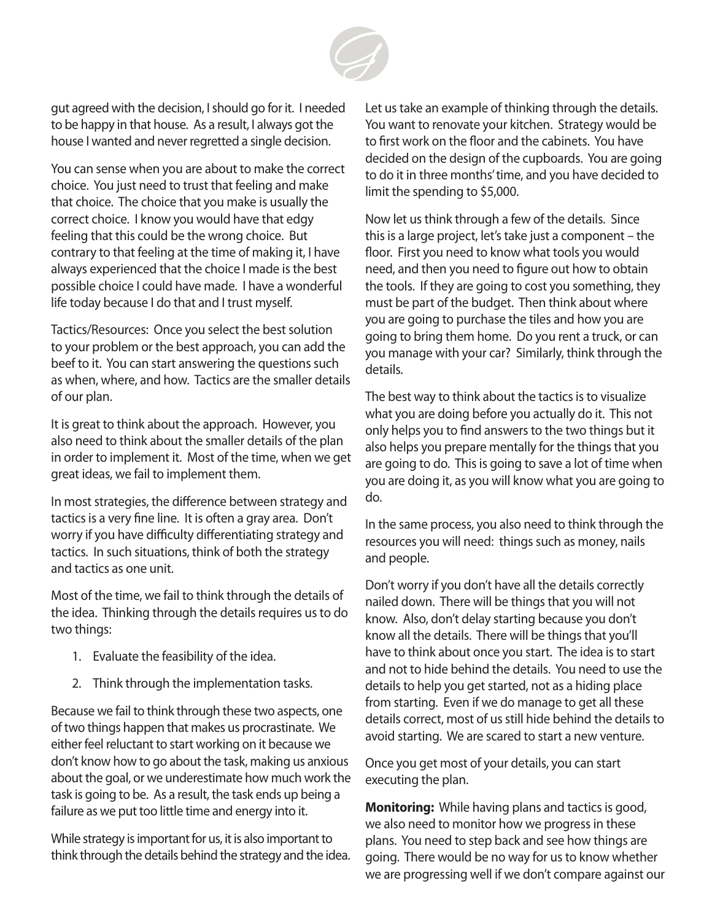gut agreed with the decision, I should go for it. I needed to be happy in that house. As a result, I always got the house I wanted and never regretted a single decision.

You can sense when you are about to make the correct choice. You just need to trust that feeling and make that choice. The choice that you make is usually the correct choice. I know you would have that edgy feeling that this could be the wrong choice. But contrary to that feeling at the time of making it, I have always experienced that the choice I made is the best possible choice I could have made. I have a wonderful life today because I do that and I trust myself.

Tactics/Resources: Once you select the best solution to your problem or the best approach, you can add the beef to it. You can start answering the questions such as when, where, and how. Tactics are the smaller details of our plan.

It is great to think about the approach. However, you also need to think about the smaller details of the plan in order to implement it. Most of the time, when we get great ideas, we fail to implement them.

In most strategies, the difference between strategy and tactics is a very fine line. It is often a gray area. Don't worry if you have difficulty differentiating strategy and tactics. In such situations, think of both the strategy and tactics as one unit.

Most of the time, we fail to think through the details of the idea. Thinking through the details requires us to do two things:

1. Evaluate the feasibility of the idea.
2. Think through the implementation tasks.

Because we fail to think through these two aspects, one of two things happen that makes us procrastinate. We either feel reluctant to start working on it because we don't know how to go about the task, making us anxious about the goal, or we underestimate how much work the task is going to be. As a result, the task ends up being a failure as we put too little time and energy into it.

While strategy is important for us, it is also important to think through the details behind the strategy and the idea. Let us take an example of thinking through the details. You want to renovate your kitchen. Strategy would be to first work on the floor and the cabinets. You have decided on the design of the cupboards. You are going to do it in three months' time, and you have decided to limit the spending to $5,000.

Now let us think through a few of the details. Since this is a large project, let's take just a component – the floor. First you need to know what tools you would need, and then you need to figure out how to obtain the tools. If they are going to cost you something, they must be part of the budget. Then think about where you are going to purchase the tiles and how you are going to bring them home. Do you rent a truck, or can you manage with your car? Similarly, think through the details.

The best way to think about the tactics is to visualize what you are doing before you actually do it. This not only helps you to find answers to the two things but it also helps you prepare mentally for the things that you are going to do. This is going to save a lot of time when you are doing it, as you will know what you are going to do.

In the same process, you also need to think through the resources you will need: things such as money, nails and people.

Don't worry if you don't have all the details correctly nailed down. There will be things that you will not know. Also, don't delay starting because you don't know all the details. There will be things that you'll have to think about once you start. The idea is to start and not to hide behind the details. You need to use the details to help you get started, not as a hiding place from starting. Even if we do manage to get all these details correct, most of us still hide behind the details to avoid starting. We are scared to start a new venture.

Once you get most of your details, you can start executing the plan.

**Monitoring:** While having plans and tactics is good, we also need to monitor how we progress in these plans. You need to step back and see how things are going. There would be no way for us to know whether we are progressing well if we don't compare against our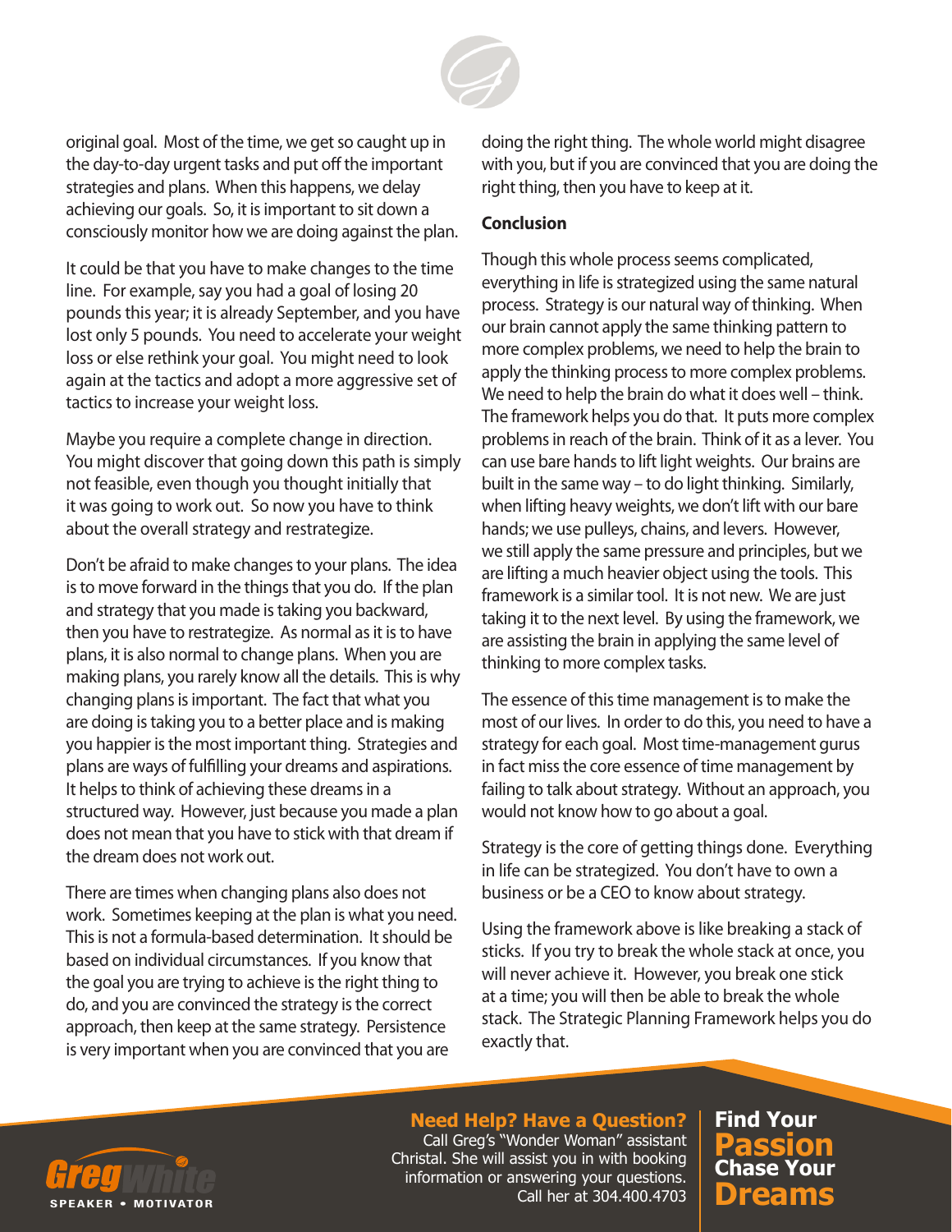original goal. Most of the time, we get so caught up in the day-to-day urgent tasks and put off the important strategies and plans. When this happens, we delay achieving our goals. So, it is important to sit down a consciously monitor how we are doing against the plan.

It could be that you have to make changes to the time line. For example, say you had a goal of losing 20 pounds this year; it is already September, and you have lost only 5 pounds. You need to accelerate your weight loss or else rethink your goal. You might need to look again at the tactics and adopt a more aggressive set of tactics to increase your weight loss.

Maybe you require a complete change in direction. You might discover that going down this path is simply not feasible, even though you thought initially that it was going to work out. So now you have to think about the overall strategy and restrategize.

Don't be afraid to make changes to your plans. The idea is to move forward in the things that you do. If the plan and strategy that you made is taking you backward, then you have to restrategize. As normal as it is to have plans, it is also normal to change plans. When you are making plans, you rarely know all the details. This is why changing plans is important. The fact that what you are doing is taking you to a better place and is making you happier is the most important thing. Strategies and plans are ways of fulfilling your dreams and aspirations. It helps to think of achieving these dreams in a structured way. However, just because you made a plan does not mean that you have to stick with that dream if the dream does not work out.

There are times when changing plans also does not work. Sometimes keeping at the plan is what you need. This is not a formula-based determination. It should be based on individual circumstances. If you know that the goal you are trying to achieve is the right thing to do, and you are convinced the strategy is the correct approach, then keep at the same strategy. Persistence is very important when you are convinced that you are doing the right thing. The whole world might disagree with you, but if you are convinced that you are doing the right thing, then you have to keep at it.

**Conclusion**

Though this whole process seems complicated, everything in life is strategized using the same natural process. Strategy is our natural way of thinking. When our brain cannot apply the same thinking pattern to more complex problems, we need to help the brain to apply the thinking process to more complex problems. We need to help the brain do what it does well – think. The framework helps you do that. It puts more complex problems in reach of the brain. Think of it as a lever. You can use bare hands to lift light weights. Our brains are built in the same way – to do light thinking. Similarly, when lifting heavy weights, we don't lift with our bare hands; we use pulleys, chains, and levers. However, we still apply the same pressure and principles, but we are lifting a much heavier object using the tools. This framework is a similar tool. It is not new. We are just taking it to the next level. By using the framework, we are assisting the brain in applying the same level of thinking to more complex tasks.

The essence of this time management is to make the most of our lives. In order to do this, you need to have a strategy for each goal. Most time-management gurus in fact miss the core essence of time management by failing to talk about strategy. Without an approach, you would not know how to go about a goal.

Strategy is the core of getting things done. Everything in life can be strategized. You don't have to own a business or be a CEO to know about strategy.

Using the framework above is like breaking a stack of sticks. If you try to break the whole stack at once, you will never achieve it. However, you break one stick at a time; you will then be able to break the whole stack. The Strategic Planning Framework helps you do exactly that.

Greg White
SPEAKER • MOTIVATOR

**Need Help? Have a Question?**
Call Greg's "Wonder Woman" assistant Christal. She will assist you in with booking information or answering your questions. Call her at 304.400.4703

**Find Your Passion Chase Your Dreams**